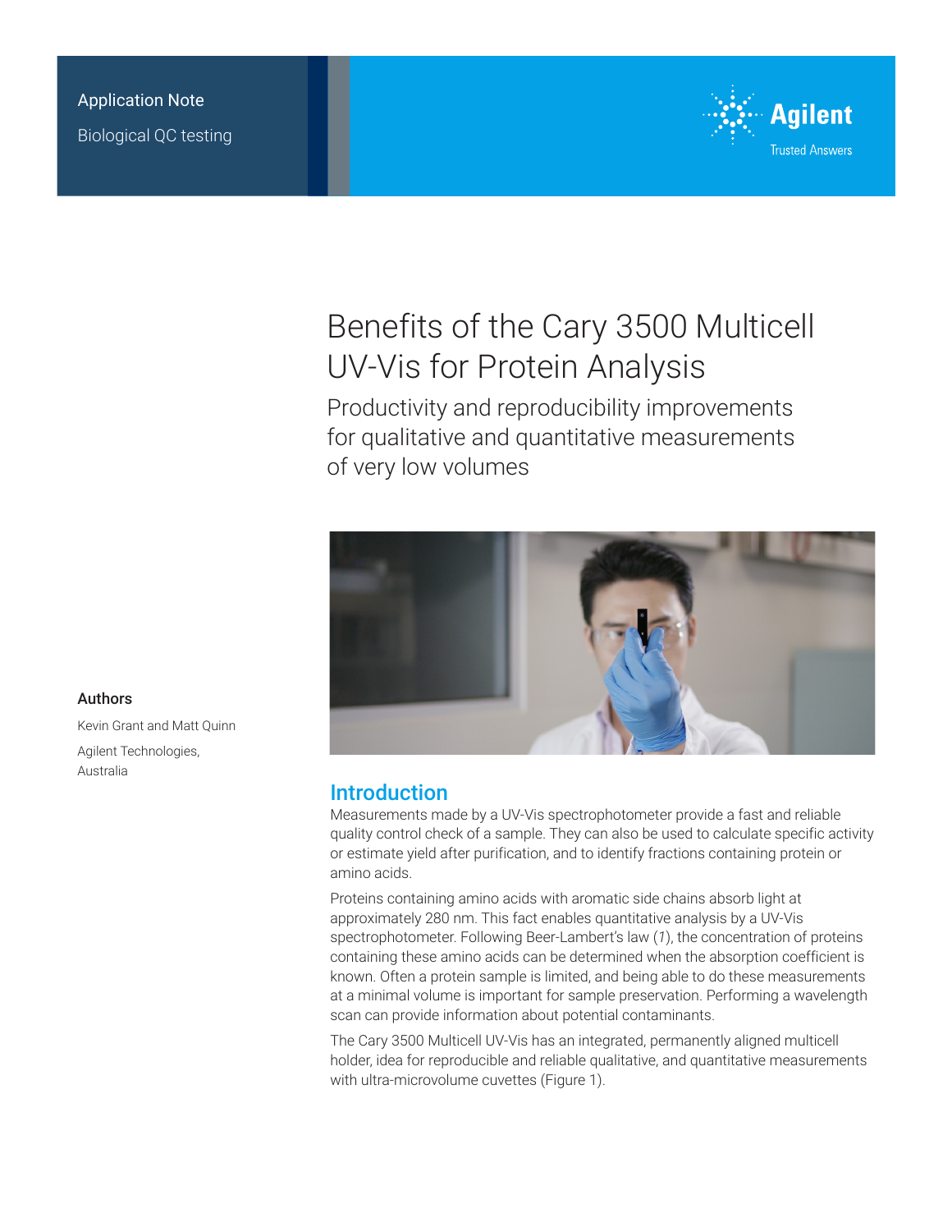Application Note

Biological QC testing

# Benefits of the Cary 3500 Multicell UV-Vis for Protein Analysis

## Productivity and reproducibility improvements for qualitative and quantitative measurements of very low volumes

### Authors

Kevin Grant and Matt Quinn

Agilent Technologies, Australia

## Introduction

Measurements made by a UV-Vis spectrophotometer provide a fast and reliable quality control check of a sample. They can also be used to calculate specific activity or estimate yield after purification, and to identify fractions containing protein or amino acids.

Proteins containing amino acids with aromatic side chains absorb light at approximately 280 nm. This fact enables quantitative analysis by a UV-Vis spectrophotometer. Following Beer-Lambert's law (*1*), the concentration of proteins containing these amino acids can be determined when the absorption coefficient is known. Often a protein sample is limited, and being able to do these measurements at a minimal volume is important for sample preservation. Performing a wavelength scan can provide information about potential contaminants.

The Cary 3500 Multicell UV-Vis has an integrated, permanently aligned multicell holder, idea for reproducible and reliable qualitative, and quantitative measurements with ultra-microvolume cuvettes (Figure 1).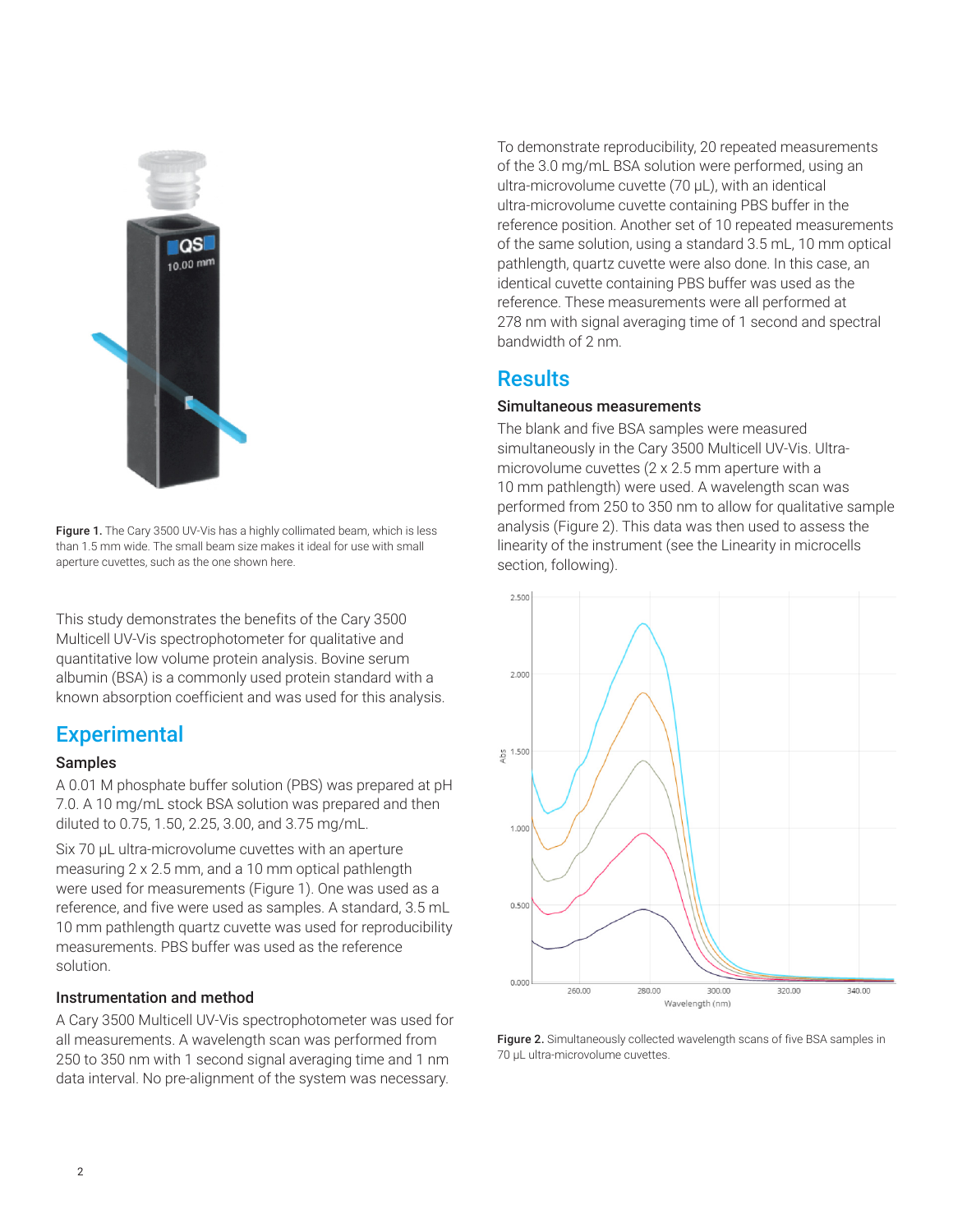Figure 1. The Cary 3500 UV-Vis has a highly collimated beam, which is less than 1.5 mm wide. The small beam size makes it ideal for use with small aperture cuvettes, such as the one shown here.

This study demonstrates the benefits of the Cary 3500 Multicell UV-Vis spectrophotometer for qualitative and quantitative low volume protein analysis. Bovine serum albumin (BSA) is a commonly used protein standard with a known absorption coefficient and was used for this analysis.

## Experimental

### Samples

A 0.01 M phosphate buffer solution (PBS) was prepared at pH 7.0. A 10 mg/mL stock BSA solution was prepared and then diluted to 0.75, 1.50, 2.25, 3.00, and 3.75 mg/mL.

Six 70 µL ultra-microvolume cuvettes with an aperture measuring 2 x 2.5 mm, and a 10 mm optical pathlength were used for measurements (Figure 1). One was used as a reference, and five were used as samples. A standard, 3.5 mL 10 mm pathlength quartz cuvette was used for reproducibility measurements. PBS buffer was used as the reference solution.

### Instrumentation and method

A Cary 3500 Multicell UV-Vis spectrophotometer was used for all measurements. A wavelength scan was performed from 250 to 350 nm with 1 second signal averaging time and 1 nm data interval. No pre-alignment of the system was necessary.

To demonstrate reproducibility, 20 repeated measurements of the 3.0 mg/mL BSA solution were performed, using an ultra-microvolume cuvette (70 µL), with an identical ultra-microvolume cuvette containing PBS buffer in the reference position. Another set of 10 repeated measurements of the same solution, using a standard 3.5 mL, 10 mm optical pathlength, quartz cuvette were also done. In this case, an identical cuvette containing PBS buffer was used as the reference. These measurements were all performed at 278 nm with signal averaging time of 1 second and spectral bandwidth of 2 nm.

## Results

### Simultaneous measurements

The blank and five BSA samples were measured simultaneously in the Cary 3500 Multicell UV-Vis. Ultra-microvolume cuvettes (2 x 2.5 mm aperture with a 10 mm pathlength) were used. A wavelength scan was performed from 250 to 350 nm to allow for qualitative sample analysis (Figure 2). This data was then used to assess the linearity of the instrument (see the Linearity in microcells section, following).

Figure 2. Simultaneously collected wavelength scans of five BSA samples in 70 µL ultra-microvolume cuvettes.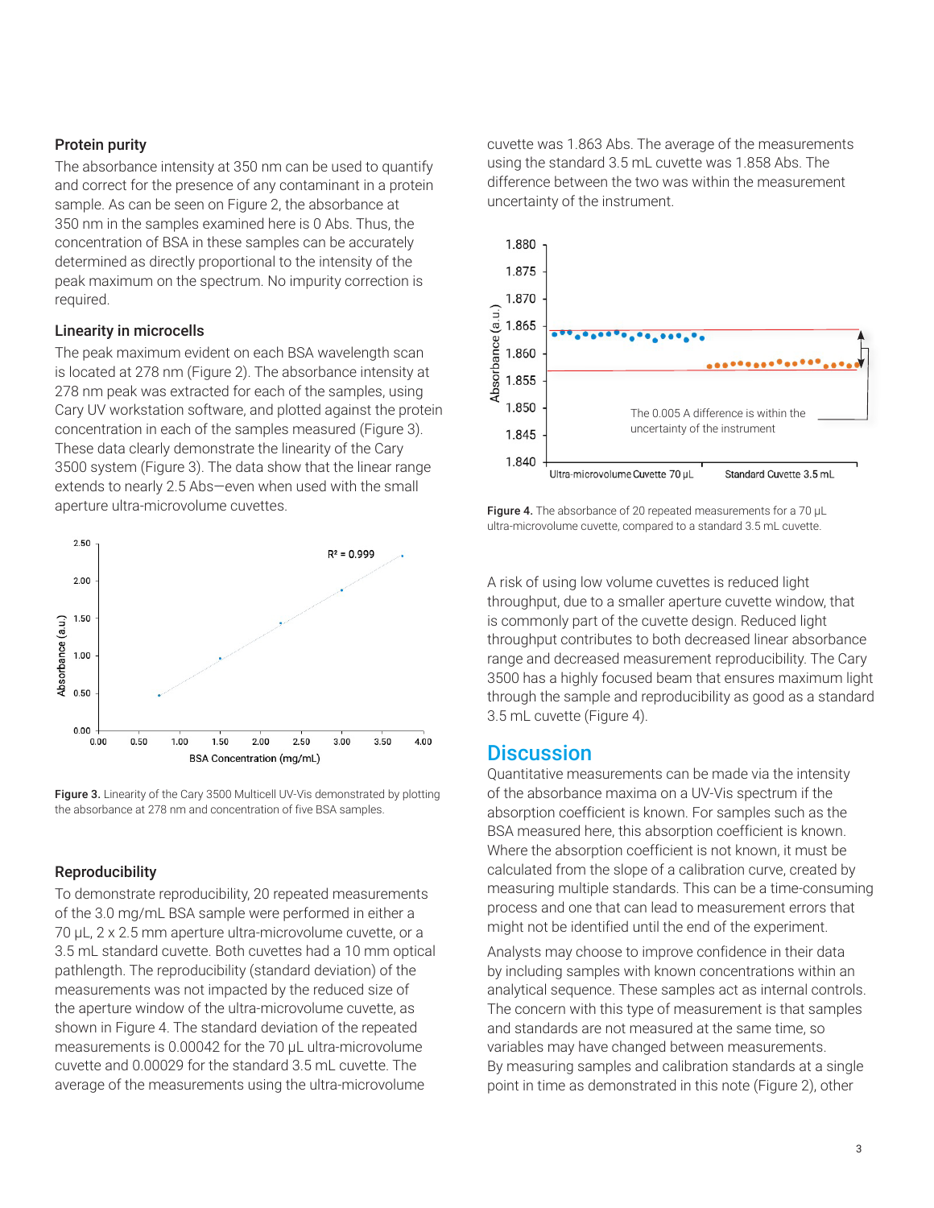### Protein purity

The absorbance intensity at 350 nm can be used to quantify and correct for the presence of any contaminant in a protein sample. As can be seen on Figure 2, the absorbance at 350 nm in the samples examined here is 0 Abs. Thus, the concentration of BSA in these samples can be accurately determined as directly proportional to the intensity of the peak maximum on the spectrum. No impurity correction is required.

### Linearity in microcells

The peak maximum evident on each BSA wavelength scan is located at 278 nm (Figure 2). The absorbance intensity at 278 nm peak was extracted for each of the samples, using Cary UV workstation software, and plotted against the protein concentration in each of the samples measured (Figure 3). These data clearly demonstrate the linearity of the Cary 3500 system (Figure 3). The data show that the linear range extends to nearly 2.5 Abs—even when used with the small aperture ultra-microvolume cuvettes.

**Figure 3.** Linearity of the Cary 3500 Multicell UV-Vis demonstrated by plotting the absorbance at 278 nm and concentration of five BSA samples.

### Reproducibility

To demonstrate reproducibility, 20 repeated measurements of the 3.0 mg/mL BSA sample were performed in either a 70 µL, 2 x 2.5 mm aperture ultra-microvolume cuvette, or a 3.5 mL standard cuvette. Both cuvettes had a 10 mm optical pathlength. The reproducibility (standard deviation) of the measurements was not impacted by the reduced size of the aperture window of the ultra-microvolume cuvette, as shown in Figure 4. The standard deviation of the repeated measurements is 0.00042 for the 70 µL ultra-microvolume cuvette and 0.00029 for the standard 3.5 mL cuvette. The average of the measurements using the ultra-microvolume cuvette was 1.863 Abs. The average of the measurements using the standard 3.5 mL cuvette was 1.858 Abs. The difference between the two was within the measurement uncertainty of the instrument.

**Figure 4.** The absorbance of 20 repeated measurements for a 70 µL ultra-microvolume cuvette, compared to a standard 3.5 mL cuvette.

A risk of using low volume cuvettes is reduced light throughput, due to a smaller aperture cuvette window, that is commonly part of the cuvette design. Reduced light throughput contributes to both decreased linear absorbance range and decreased measurement reproducibility. The Cary 3500 has a highly focused beam that ensures maximum light through the sample and reproducibility as good as a standard 3.5 mL cuvette (Figure 4).

## Discussion

Quantitative measurements can be made via the intensity of the absorbance maxima on a UV-Vis spectrum if the absorption coefficient is known. For samples such as the BSA measured here, this absorption coefficient is known. Where the absorption coefficient is not known, it must be calculated from the slope of a calibration curve, created by measuring multiple standards. This can be a time-consuming process and one that can lead to measurement errors that might not be identified until the end of the experiment.

Analysts may choose to improve confidence in their data by including samples with known concentrations within an analytical sequence. These samples act as internal controls. The concern with this type of measurement is that samples and standards are not measured at the same time, so variables may have changed between measurements. By measuring samples and calibration standards at a single point in time as demonstrated in this note (Figure 2), other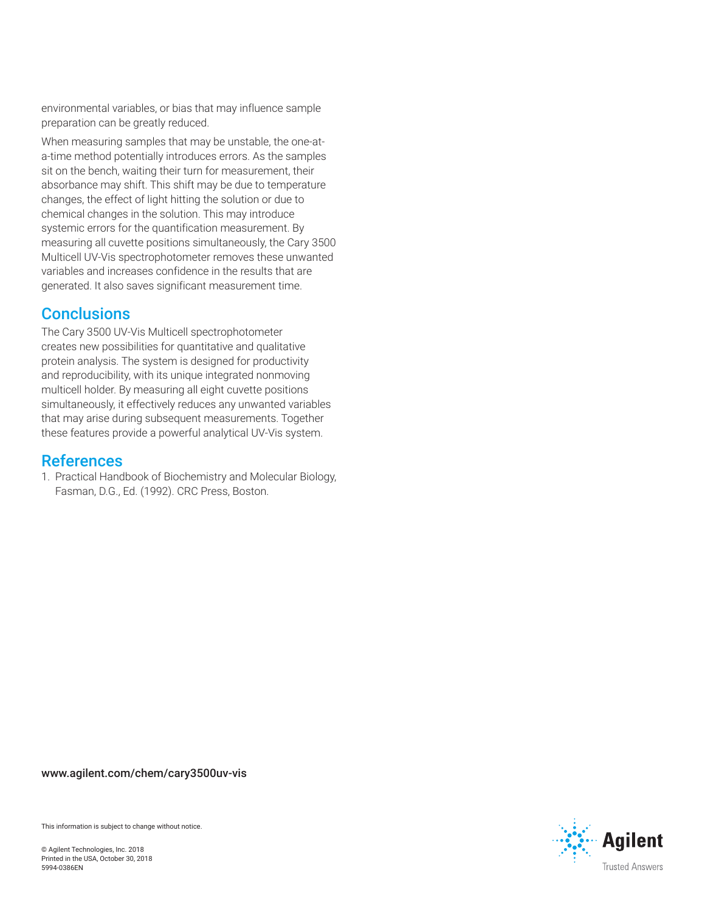environmental variables, or bias that may influence sample preparation can be greatly reduced.

When measuring samples that may be unstable, the one-at-a-time method potentially introduces errors. As the samples sit on the bench, waiting their turn for measurement, their absorbance may shift. This shift may be due to temperature changes, the effect of light hitting the solution or due to chemical changes in the solution. This may introduce systemic errors for the quantification measurement. By measuring all cuvette positions simultaneously, the Cary 3500 Multicell UV-Vis spectrophotometer removes these unwanted variables and increases confidence in the results that are generated. It also saves significant measurement time.

## Conclusions

The Cary 3500 UV-Vis Multicell spectrophotometer creates new possibilities for quantitative and qualitative protein analysis. The system is designed for productivity and reproducibility, with its unique integrated nonmoving multicell holder. By measuring all eight cuvette positions simultaneously, it effectively reduces any unwanted variables that may arise during subsequent measurements. Together these features provide a powerful analytical UV-Vis system.

## References

1. Practical Handbook of Biochemistry and Molecular Biology, Fasman, D.G., Ed. (1992). CRC Press, Boston.

**www.agilent.com/chem/cary3500uv-vis**

This information is subject to change without notice.

© Agilent Technologies, Inc. 2018
Printed in the USA, October 30, 2018
5994-0386EN

Agilent
Trusted Answers